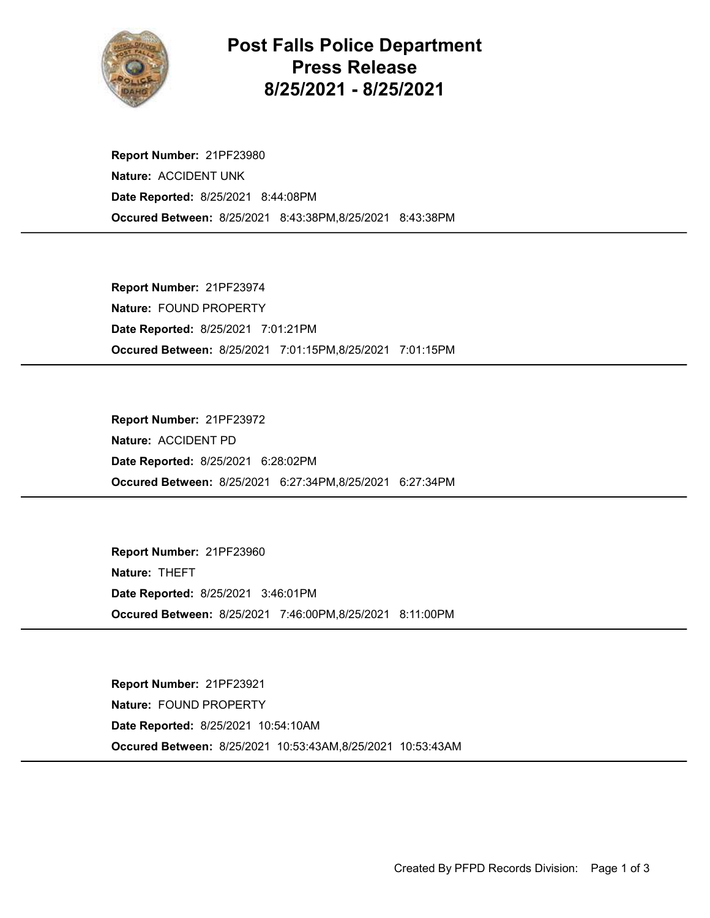# Post Falls Police Department
# Press Release
# 8/25/2021 - 8/25/2021

**Report Number:** 21PF23980
**Nature:** ACCIDENT UNK
**Date Reported:** 8/25/2021 8:44:08PM
**Occured Between:** 8/25/2021 8:43:38PM,8/25/2021 8:43:38PM

---

**Report Number:** 21PF23974
**Nature:** FOUND PROPERTY
**Date Reported:** 8/25/2021 7:01:21PM
**Occured Between:** 8/25/2021 7:01:15PM,8/25/2021 7:01:15PM

---

**Report Number:** 21PF23972
**Nature:** ACCIDENT PD
**Date Reported:** 8/25/2021 6:28:02PM
**Occured Between:** 8/25/2021 6:27:34PM,8/25/2021 6:27:34PM

---

**Report Number:** 21PF23960
**Nature:** THEFT
**Date Reported:** 8/25/2021 3:46:01PM
**Occured Between:** 8/25/2021 7:46:00PM,8/25/2021 8:11:00PM

---

**Report Number:** 21PF23921
**Nature:** FOUND PROPERTY
**Date Reported:** 8/25/2021 10:54:10AM
**Occured Between:** 8/25/2021 10:53:43AM,8/25/2021 10:53:43AM

---

Created By PFPD Records Division: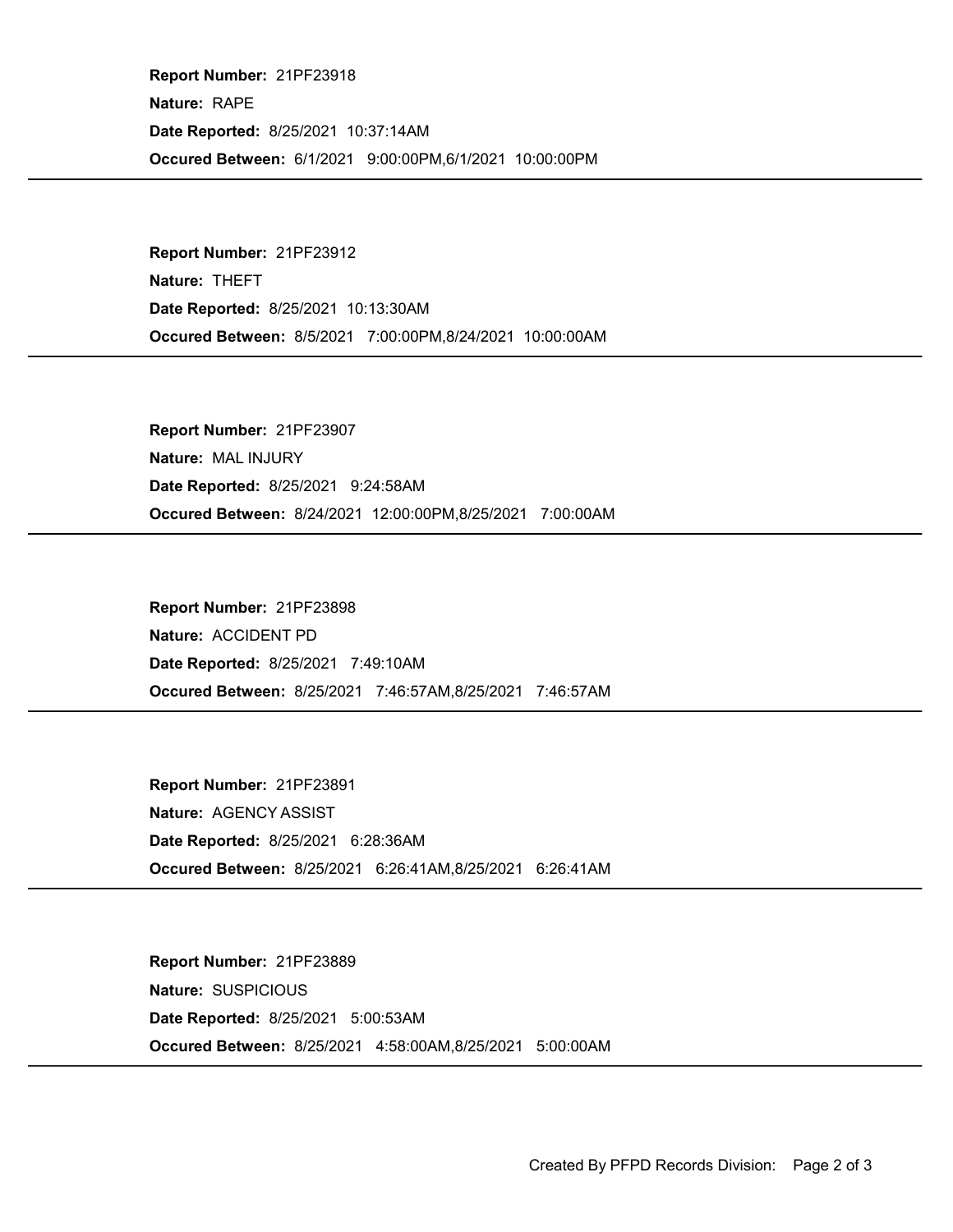**Report Number:** 21PF23918
**Nature:** RAPE
**Date Reported:** 8/25/2021 10:37:14AM
**Occured Between:** 6/1/2021 9:00:00PM,6/1/2021 10:00:00PM

---

**Report Number:** 21PF23912
**Nature:** THEFT
**Date Reported:** 8/25/2021 10:13:30AM
**Occured Between:** 8/5/2021 7:00:00PM,8/24/2021 10:00:00AM

---

**Report Number:** 21PF23907
**Nature:** MAL INJURY
**Date Reported:** 8/25/2021 9:24:58AM
**Occured Between:** 8/24/2021 12:00:00PM,8/25/2021 7:00:00AM

---

**Report Number:** 21PF23898
**Nature:** ACCIDENT PD
**Date Reported:** 8/25/2021 7:49:10AM
**Occured Between:** 8/25/2021 7:46:57AM,8/25/2021 7:46:57AM

---

**Report Number:** 21PF23891
**Nature:** AGENCY ASSIST
**Date Reported:** 8/25/2021 6:28:36AM
**Occured Between:** 8/25/2021 6:26:41AM,8/25/2021 6:26:41AM

---

**Report Number:** 21PF23889
**Nature:** SUSPICIOUS
**Date Reported:** 8/25/2021 5:00:53AM
**Occured Between:** 8/25/2021 4:58:00AM,8/25/2021 5:00:00AM

---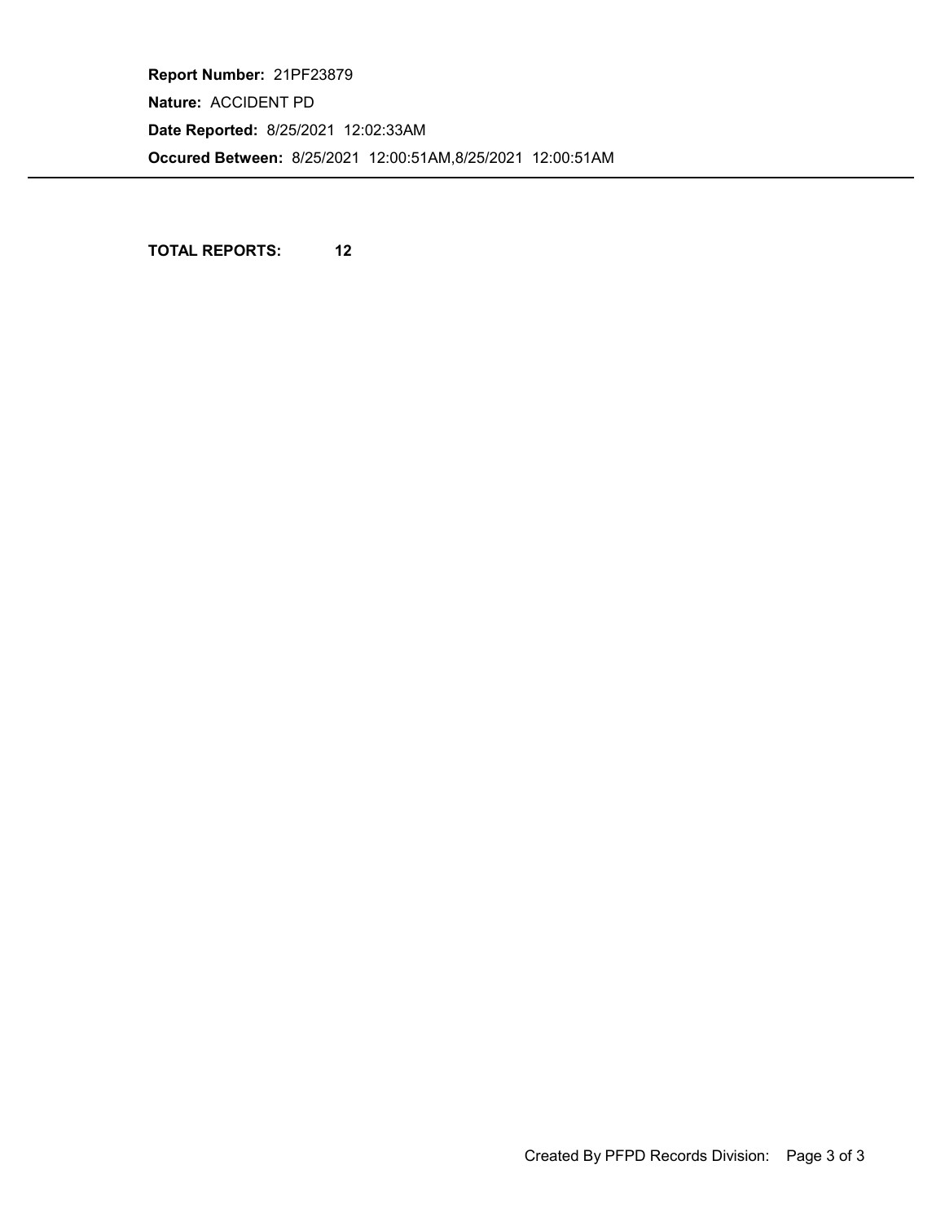**Report Number:** 21PF23879

**Nature:** ACCIDENT PD

**Date Reported:** 8/25/2021 12:02:33AM

**Occured Between:** 8/25/2021 12:00:51AM,8/25/2021 12:00:51AM

---

**TOTAL REPORTS: 12**